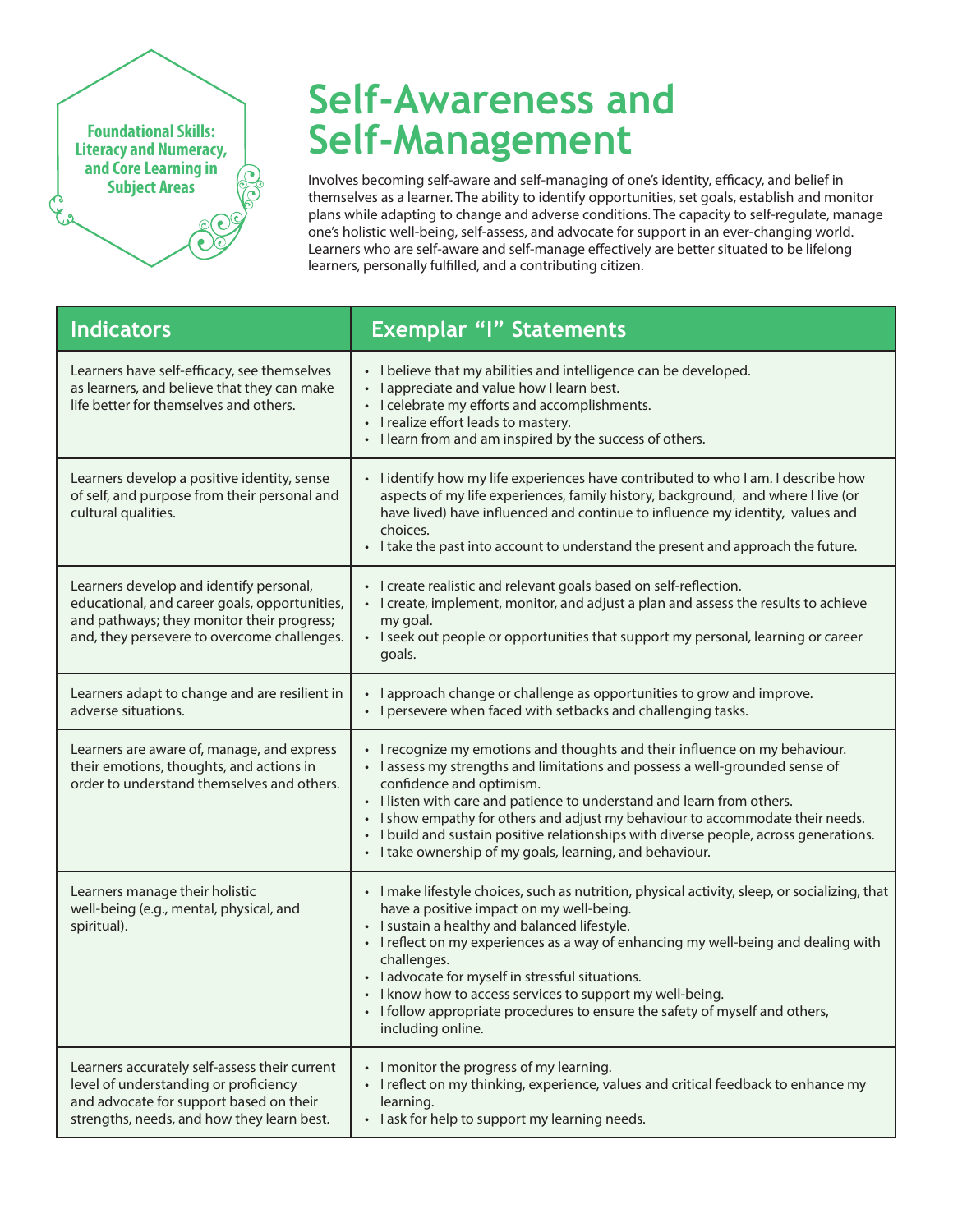Foundational Skills: Literacy and Numeracy, and Core Learning in Subject Areas

# Self-Awareness and Self-Management

Involves becoming self-aware and self-managing of one's identity, efficacy, and belief in themselves as a learner. The ability to identify opportunities, set goals, establish and monitor plans while adapting to change and adverse conditions. The capacity to self-regulate, manage one's holistic well-being, self-assess, and advocate for support in an ever-changing world. Learners who are self-aware and self-manage effectively are better situated to be lifelong learners, personally fulfilled, and a contributing citizen.

| Indicators | Exemplar "I" Statements |
|---|---|
| Learners have self-efficacy, see themselves as learners, and believe that they can make life better for themselves and others. | • I believe that my abilities and intelligence can be developed.<br>• I appreciate and value how I learn best.<br>• I celebrate my efforts and accomplishments.<br>• I realize effort leads to mastery.<br>• I learn from and am inspired by the success of others. |
| Learners develop a positive identity, sense of self, and purpose from their personal and cultural qualities. | • I identify how my life experiences have contributed to who I am. I describe how aspects of my life experiences, family history, background, and where I live (or have lived) have influenced and continue to influence my identity, values and choices.<br>• I take the past into account to understand the present and approach the future. |
| Learners develop and identify personal, educational, and career goals, opportunities, and pathways; they monitor their progress; and, they persevere to overcome challenges. | • I create realistic and relevant goals based on self-reflection.<br>• I create, implement, monitor, and adjust a plan and assess the results to achieve my goal.<br>• I seek out people or opportunities that support my personal, learning or career goals. |
| Learners adapt to change and are resilient in adverse situations. | • I approach change or challenge as opportunities to grow and improve.<br>• I persevere when faced with setbacks and challenging tasks. |
| Learners are aware of, manage, and express their emotions, thoughts, and actions in order to understand themselves and others. | • I recognize my emotions and thoughts and their influence on my behaviour.<br>• I assess my strengths and limitations and possess a well-grounded sense of confidence and optimism.<br>• I listen with care and patience to understand and learn from others.<br>• I show empathy for others and adjust my behaviour to accommodate their needs.<br>• I build and sustain positive relationships with diverse people, across generations.<br>• I take ownership of my goals, learning, and behaviour. |
| Learners manage their holistic well-being (e.g., mental, physical, and spiritual). | • I make lifestyle choices, such as nutrition, physical activity, sleep, or socializing, that have a positive impact on my well-being.<br>• I sustain a healthy and balanced lifestyle.<br>• I reflect on my experiences as a way of enhancing my well-being and dealing with challenges.<br>• I advocate for myself in stressful situations.<br>• I know how to access services to support my well-being.<br>• I follow appropriate procedures to ensure the safety of myself and others, including online. |
| Learners accurately self-assess their current level of understanding or proficiency and advocate for support based on their strengths, needs, and how they learn best. | • I monitor the progress of my learning.<br>• I reflect on my thinking, experience, values and critical feedback to enhance my learning.<br>• I ask for help to support my learning needs. |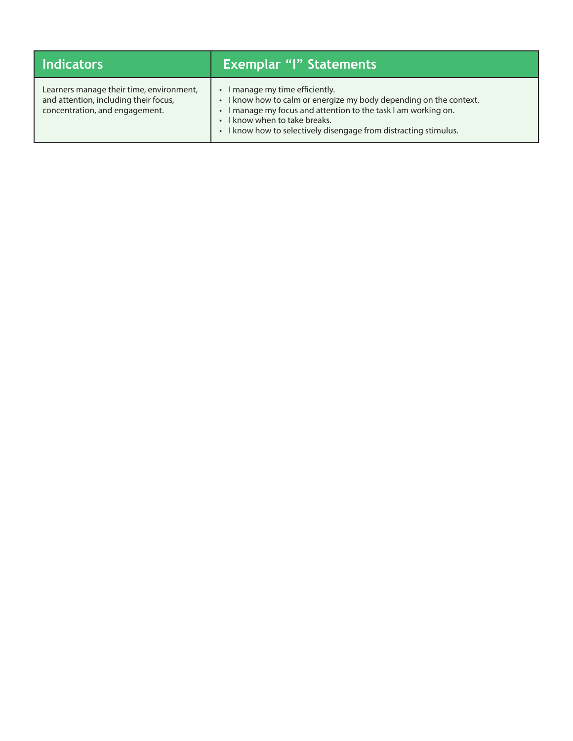| Indicators | Exemplar "I" Statements |
| --- | --- |
| Learners manage their time, environment, and attention, including their focus, concentration, and engagement. | • I manage my time efficiently.<br>• I know how to calm or energize my body depending on the context.<br>• I manage my focus and attention to the task I am working on.<br>• I know when to take breaks.<br>• I know how to selectively disengage from distracting stimulus. |